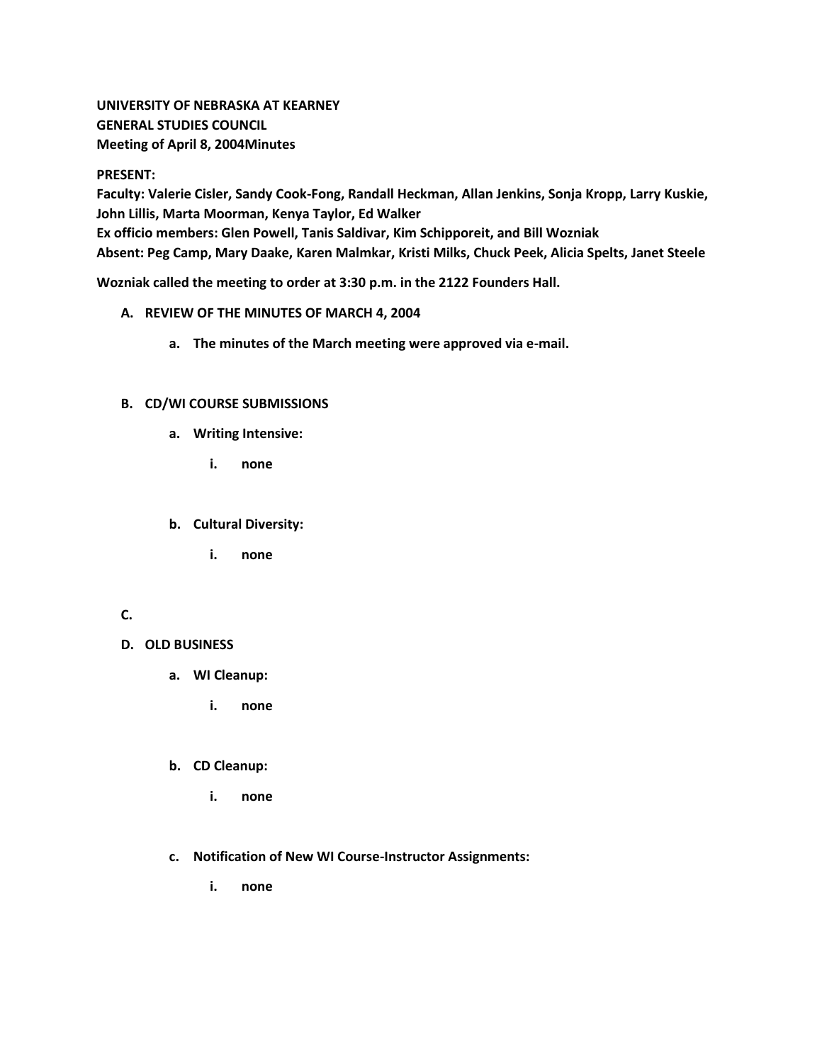**UNIVERSITY OF NEBRASKA AT KEARNEY**
**GENERAL STUDIES COUNCIL**
**Meeting of April 8, 2004Minutes**

**PRESENT:**
**Faculty: Valerie Cisler, Sandy Cook-Fong, Randall Heckman, Allan Jenkins, Sonja Kropp, Larry Kuskie, John Lillis, Marta Moorman, Kenya Taylor, Ed Walker**
**Ex officio members: Glen Powell, Tanis Saldivar, Kim Schipporeit, and Bill Wozniak**
**Absent: Peg Camp, Mary Daake, Karen Malmkar, Kristi Milks, Chuck Peek, Alicia Spelts, Janet Steele**

**Wozniak called the meeting to order at 3:30 p.m. in the 2122 Founders Hall.**

A. **REVIEW OF THE MINUTES OF MARCH 4, 2004**
   a. **The minutes of the March meeting were approved via e-mail.**

B. **CD/WI COURSE SUBMISSIONS**
   a. **Writing Intensive:**
      i. **none**
   b. **Cultural Diversity:**
      i. **none**

C.

D. **OLD BUSINESS**
   a. **WI Cleanup:**
      i. **none**
   b. **CD Cleanup:**
      i. **none**
   c. **Notification of New WI Course-Instructor Assignments:**
      i. **none**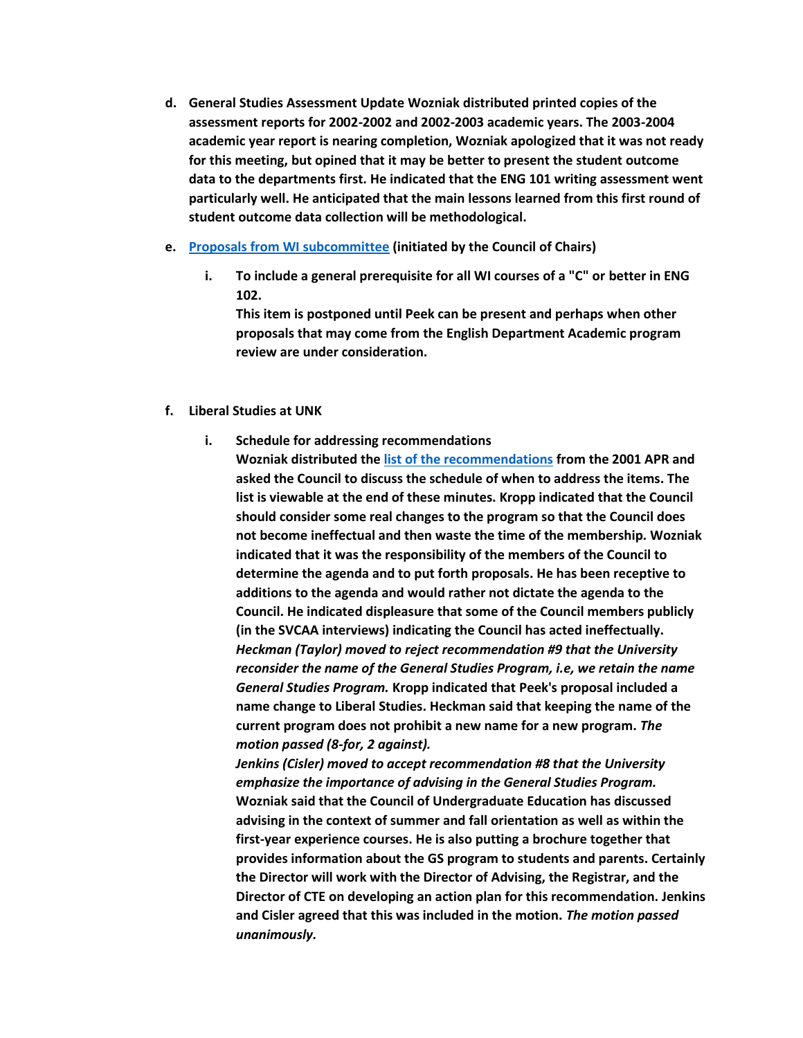d. **General Studies Assessment Update Wozniak distributed printed copies of the assessment reports for 2002-2002 and 2002-2003 academic years. The 2003-2004 academic year report is nearing completion, Wozniak apologized that it was not ready for this meeting, but opined that it may be better to present the student outcome data to the departments first. He indicated that the ENG 101 writing assessment went particularly well. He anticipated that the main lessons learned from this first round of student outcome data collection will be methodological.**

e. **[Proposals from WI subcommittee](#) (initiated by the Council of Chairs)**

   i. **To include a general prerequisite for all WI courses of a "C" or better in ENG 102.**
   **This item is postponed until Peek can be present and perhaps when other proposals that may come from the English Department Academic program review are under consideration.**

f. **Liberal Studies at UNK**

   i. **Schedule for addressing recommendations**
   **Wozniak distributed the [list of the recommendations](#) from the 2001 APR and asked the Council to discuss the schedule of when to address the items. The list is viewable at the end of these minutes. Kropp indicated that the Council should consider some real changes to the program so that the Council does not become ineffectual and then waste the time of the membership. Wozniak indicated that it was the responsibility of the members of the Council to determine the agenda and to put forth proposals. He has been receptive to additions to the agenda and would rather not dictate the agenda to the Council. He indicated displeasure that some of the Council members publicly (in the SVCAA interviews) indicating the Council has acted ineffectually.** ***Heckman (Taylor) moved to reject recommendation #9 that the University reconsider the name of the General Studies Program, i.e, we retain the name General Studies Program.*** **Kropp indicated that Peek's proposal included a name change to Liberal Studies. Heckman said that keeping the name of the current program does not prohibit a new name for a new program.** ***The motion passed (8-for, 2 against).***
   ***Jenkins (Cisler) moved to accept recommendation #8 that the University emphasize the importance of advising in the General Studies Program.*** **Wozniak said that the Council of Undergraduate Education has discussed advising in the context of summer and fall orientation as well as within the first-year experience courses. He is also putting a brochure together that provides information about the GS program to students and parents. Certainly the Director will work with the Director of Advising, the Registrar, and the Director of CTE on developing an action plan for this recommendation. Jenkins and Cisler agreed that this was included in the motion.** ***The motion passed unanimously.***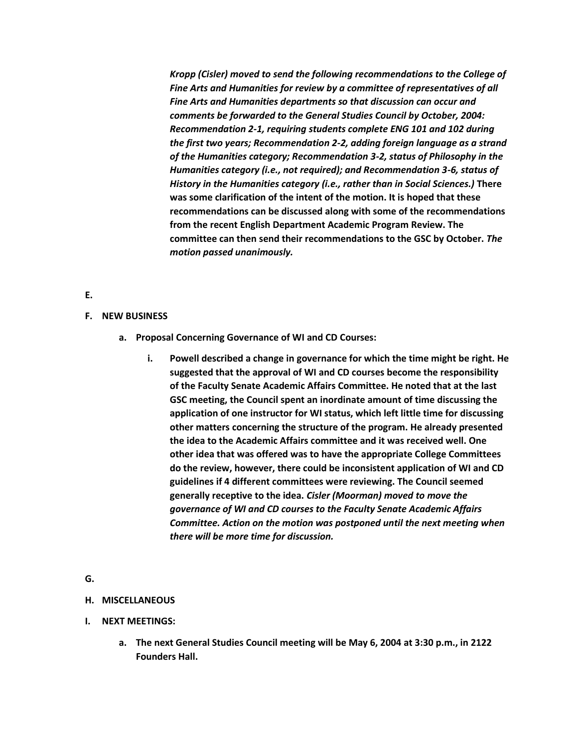***Kropp (Cisler) moved to send the following recommendations to the College of Fine Arts and Humanities for review by a committee of representatives of all Fine Arts and Humanities departments so that discussion can occur and comments be forwarded to the General Studies Council by October, 2004: Recommendation 2-1, requiring students complete ENG 101 and 102 during the first two years; Recommendation 2-2, adding foreign language as a strand of the Humanities category; Recommendation 3-2, status of Philosophy in the Humanities category (i.e., not required); and Recommendation 3-6, status of History in the Humanities category (i.e., rather than in Social Sciences.)*** **There was some clarification of the intent of the motion. It is hoped that these recommendations can be discussed along with some of the recommendations from the recent English Department Academic Program Review. The committee can then send their recommendations to the GSC by October.** ***The motion passed unanimously.***

**E.**

**F. NEW BUSINESS**

**a. Proposal Concerning Governance of WI and CD Courses:**

**i. Powell described a change in governance for which the time might be right. He suggested that the approval of WI and CD courses become the responsibility of the Faculty Senate Academic Affairs Committee. He noted that at the last GSC meeting, the Council spent an inordinate amount of time discussing the application of one instructor for WI status, which left little time for discussing other matters concerning the structure of the program. He already presented the idea to the Academic Affairs committee and it was received well. One other idea that was offered was to have the appropriate College Committees do the review, however, there could be inconsistent application of WI and CD guidelines if 4 different committees were reviewing. The Council seemed generally receptive to the idea.** ***Cisler (Moorman) moved to move the governance of WI and CD courses to the Faculty Senate Academic Affairs Committee. Action on the motion was postponed until the next meeting when there will be more time for discussion.***

**G.**

**H. MISCELLANEOUS**

**I. NEXT MEETINGS:**

**a. The next General Studies Council meeting will be May 6, 2004 at 3:30 p.m., in 2122 Founders Hall.**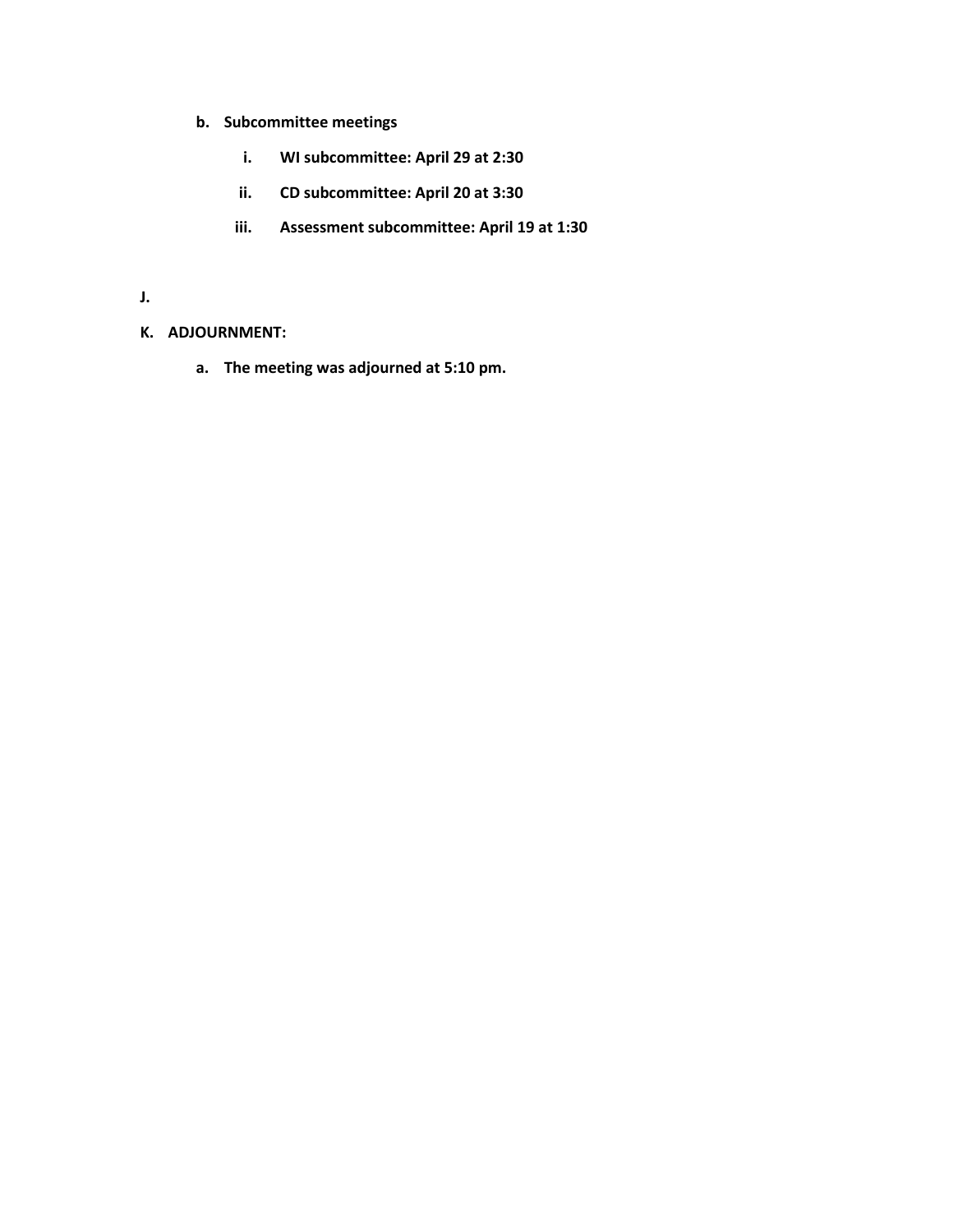b. **Subcommittee meetings**

   i. **WI subcommittee: April 29 at 2:30**

   ii. **CD subcommittee: April 20 at 3:30**

   iii. **Assessment subcommittee: April 19 at 1:30**

**J.**

**K. ADJOURNMENT:**

a. **The meeting was adjourned at 5:10 pm.**